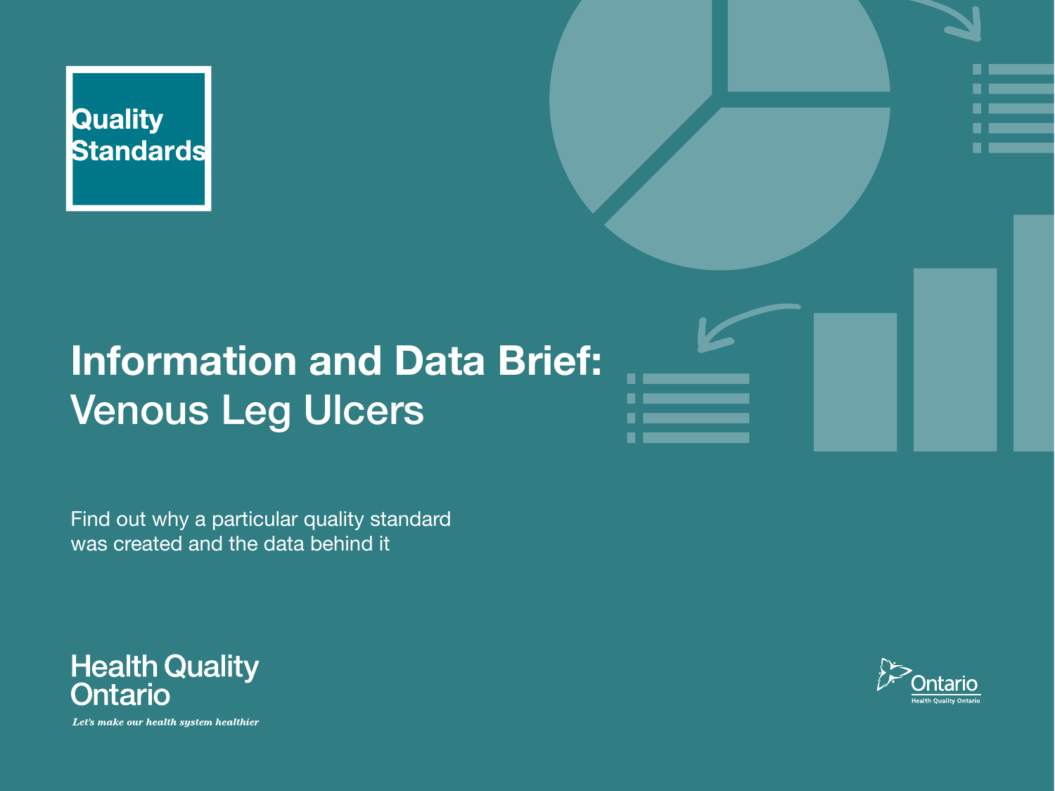Quality Standards

# Information and Data Brief:
# Venous Leg Ulcers

Find out why a particular quality standard was created and the data behind it

Health Quality Ontario

*Let's make our health system healthier*

Ontario

Health Quality Ontario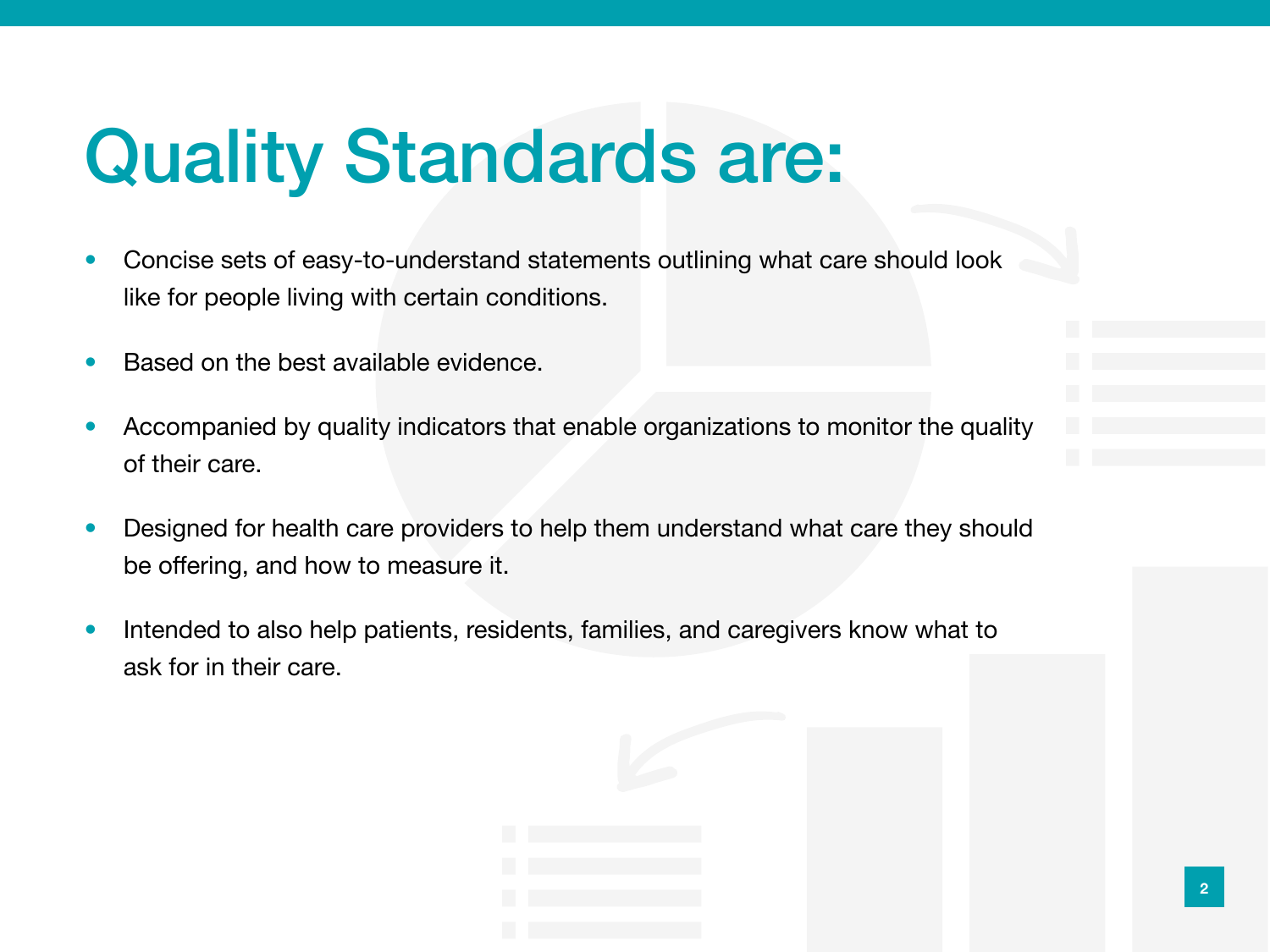# Quality Standards are:

- Concise sets of easy-to-understand statements outlining what care should look like for people living with certain conditions.
- Based on the best available evidence.
- Accompanied by quality indicators that enable organizations to monitor the quality of their care.
- Designed for health care providers to help them understand what care they should be offering, and how to measure it.
- Intended to also help patients, residents, families, and caregivers know what to ask for in their care.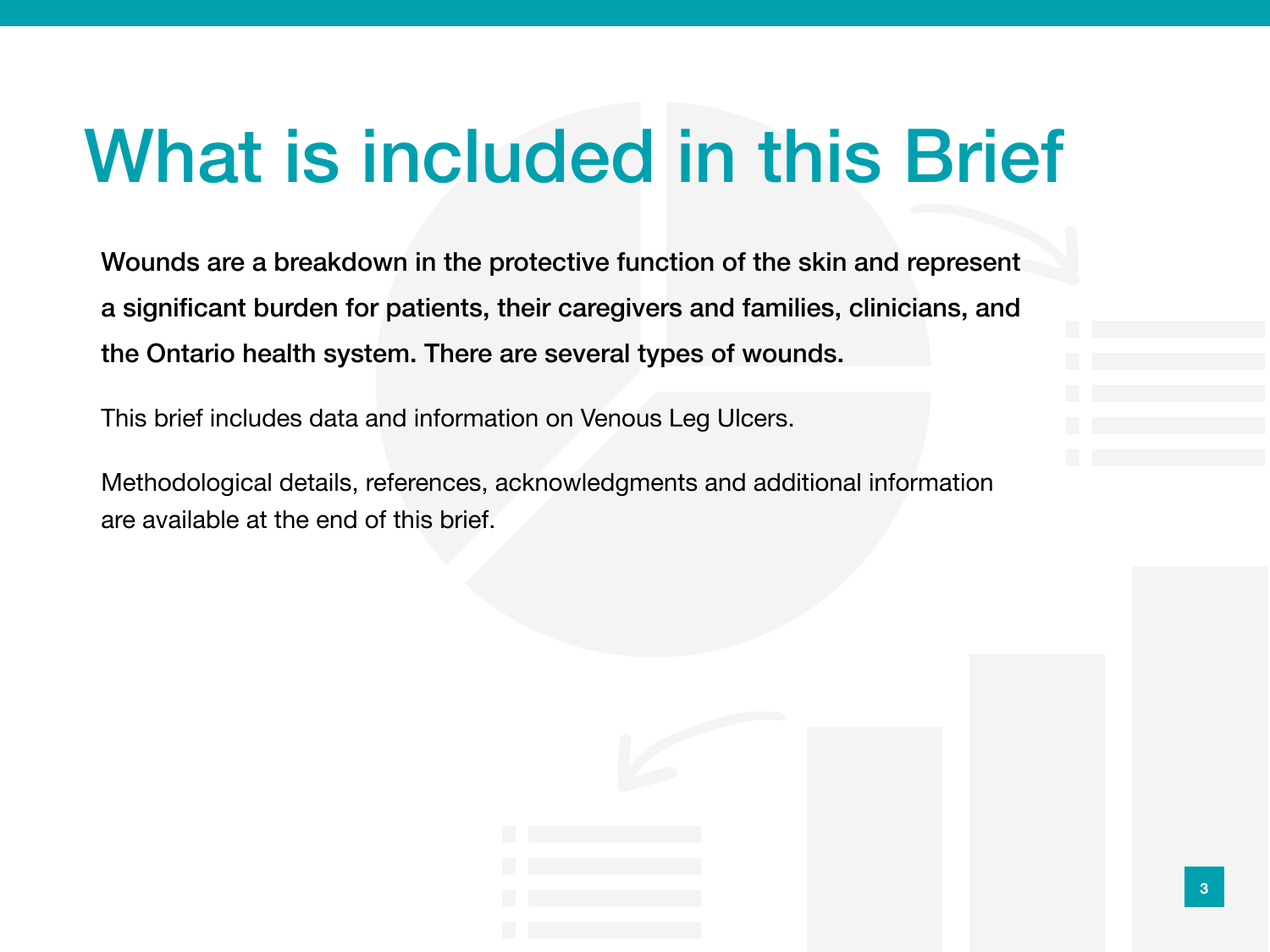# What is included in this Brief

**Wounds are a breakdown in the protective function of the skin and represent a significant burden for patients, their caregivers and families, clinicians, and the Ontario health system. There are several types of wounds.**

This brief includes data and information on Venous Leg Ulcers.

Methodological details, references, acknowledgments and additional information are available at the end of this brief.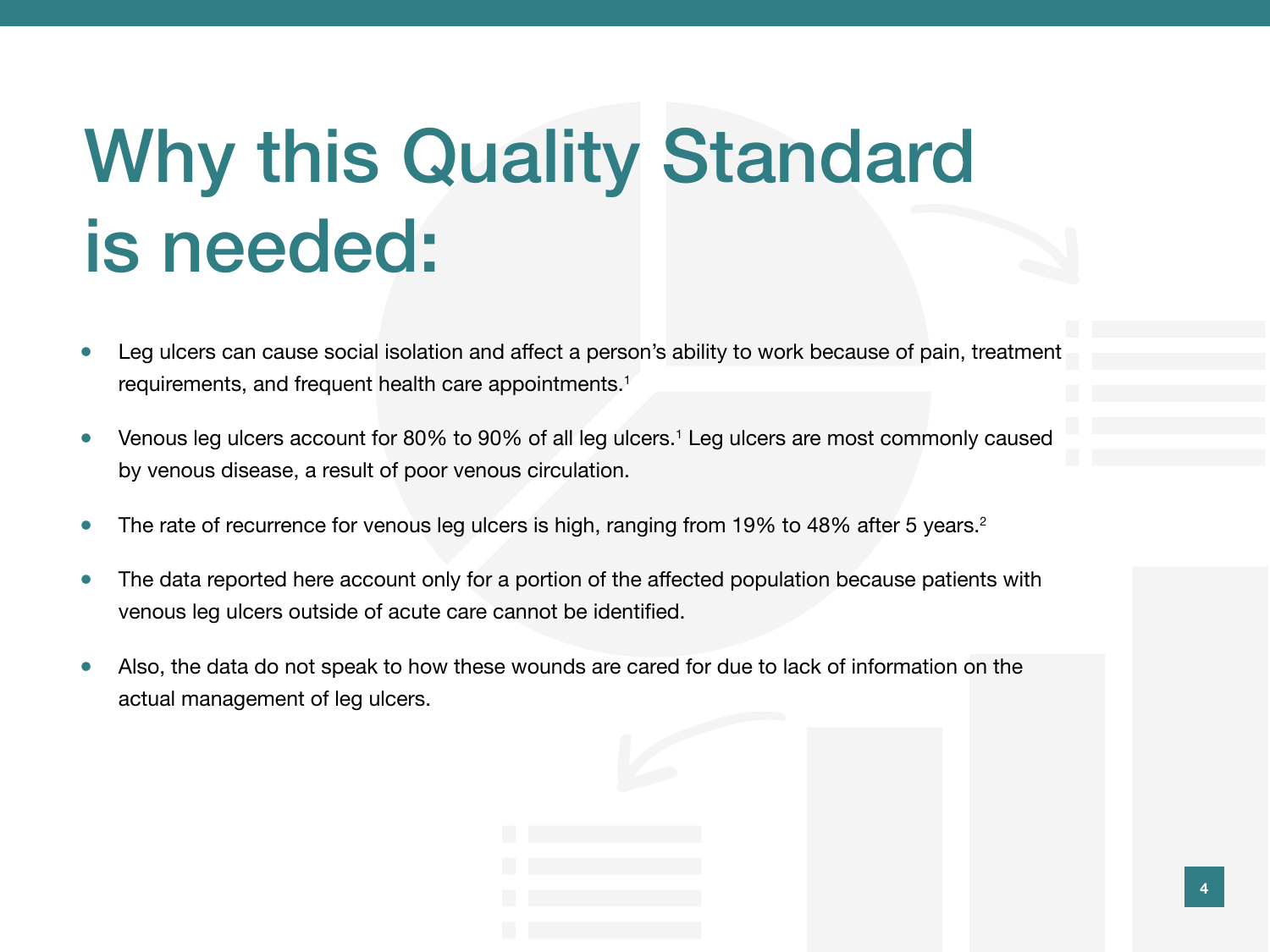# Why this Quality Standard is needed:

- Leg ulcers can cause social isolation and affect a person's ability to work because of pain, treatment requirements, and frequent health care appointments.[1]
- Venous leg ulcers account for 80% to 90% of all leg ulcers.[1] Leg ulcers are most commonly caused by venous disease, a result of poor venous circulation.
- The rate of recurrence for venous leg ulcers is high, ranging from 19% to 48% after 5 years.[2]
- The data reported here account only for a portion of the affected population because patients with venous leg ulcers outside of acute care cannot be identified.
- Also, the data do not speak to how these wounds are cared for due to lack of information on the actual management of leg ulcers.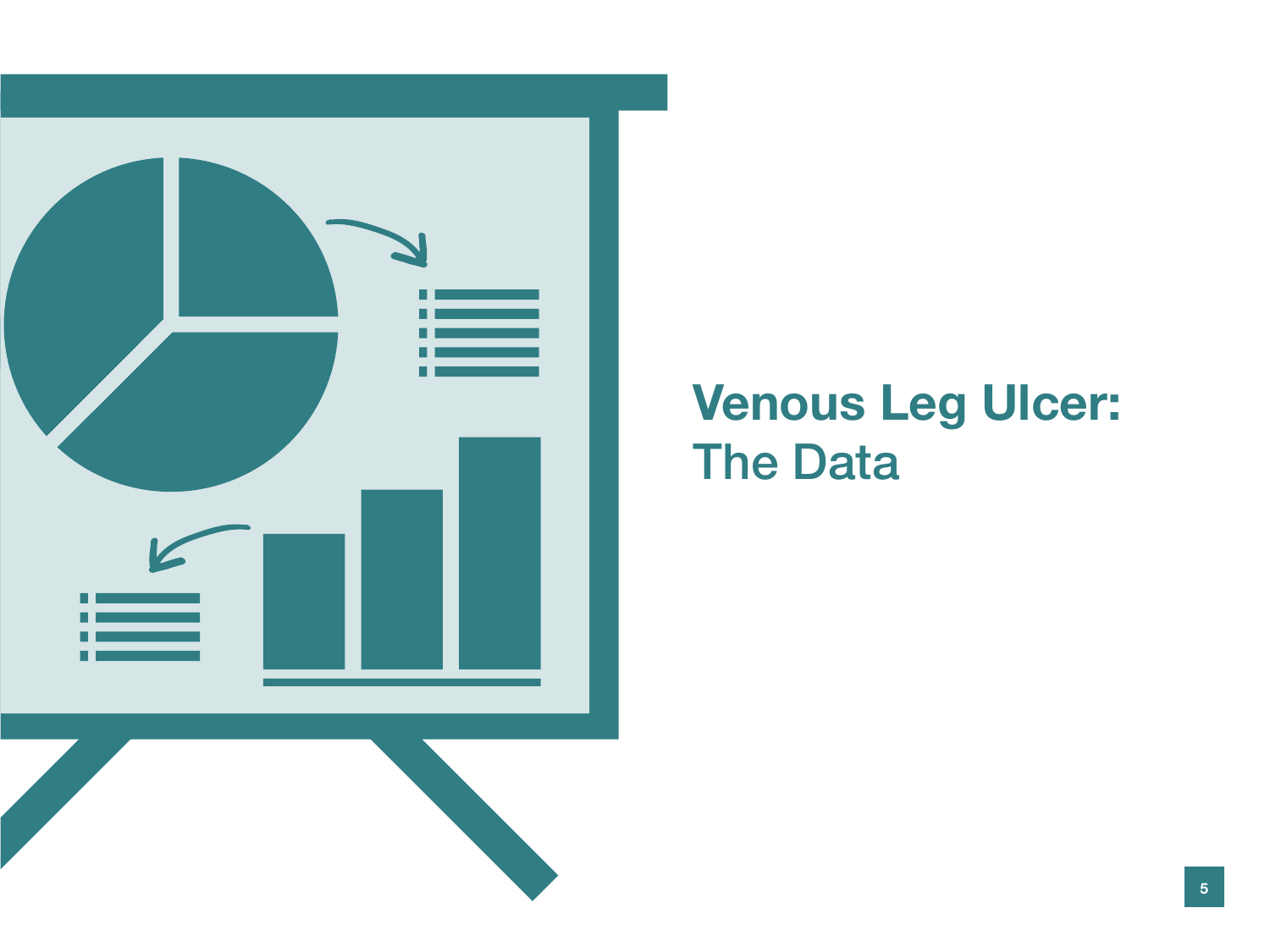# Venous Leg Ulcer:
## The Data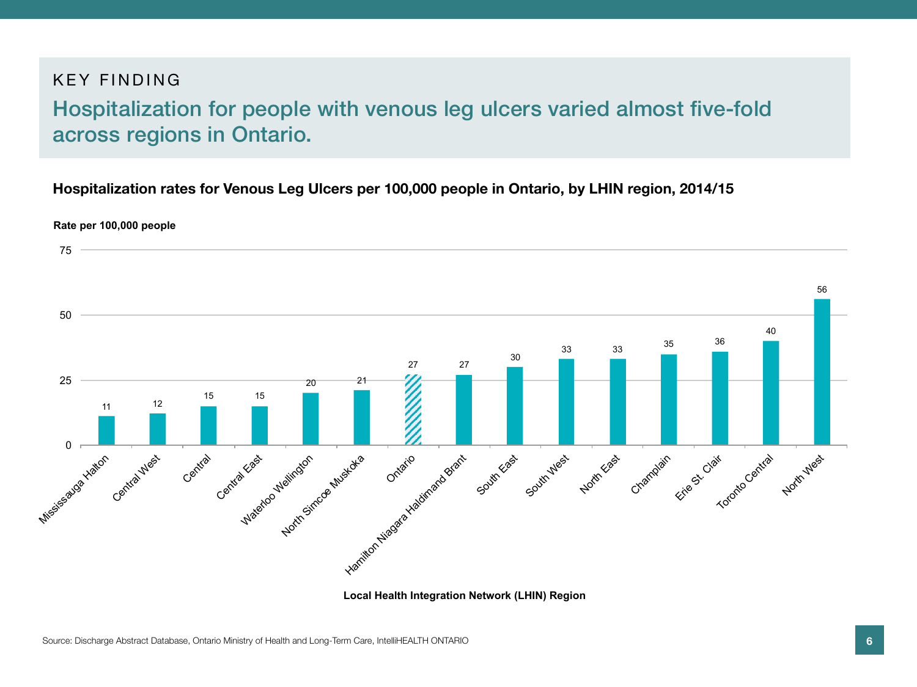KEY FINDING

## Hospitalization for people with venous leg ulcers varied almost five-fold across regions in Ontario.

**Hospitalization rates for Venous Leg Ulcers per 100,000 people in Ontario, by LHIN region, 2014/15**

| Local Health Integration Network (LHIN) Region | Rate per 100,000 people |
|---|---|
| Mississauga Halton | 11 |
| Central West | 12 |
| Central | 15 |
| Central East | 15 |
| Waterloo Wellington | 20 |
| North Simcoe Muskoka | 21 |
| Ontario | 27 |
| Hamilton Niagara Haldimand Brant | 27 |
| South East | 30 |
| South West | 33 |
| North East | 33 |
| Champlain | 35 |
| Erie St. Clair | 36 |
| Toronto Central | 40 |
| North West | 56 |

Source: Discharge Abstract Database, Ontario Ministry of Health and Long-Term Care, IntelliHEALTH ONTARIO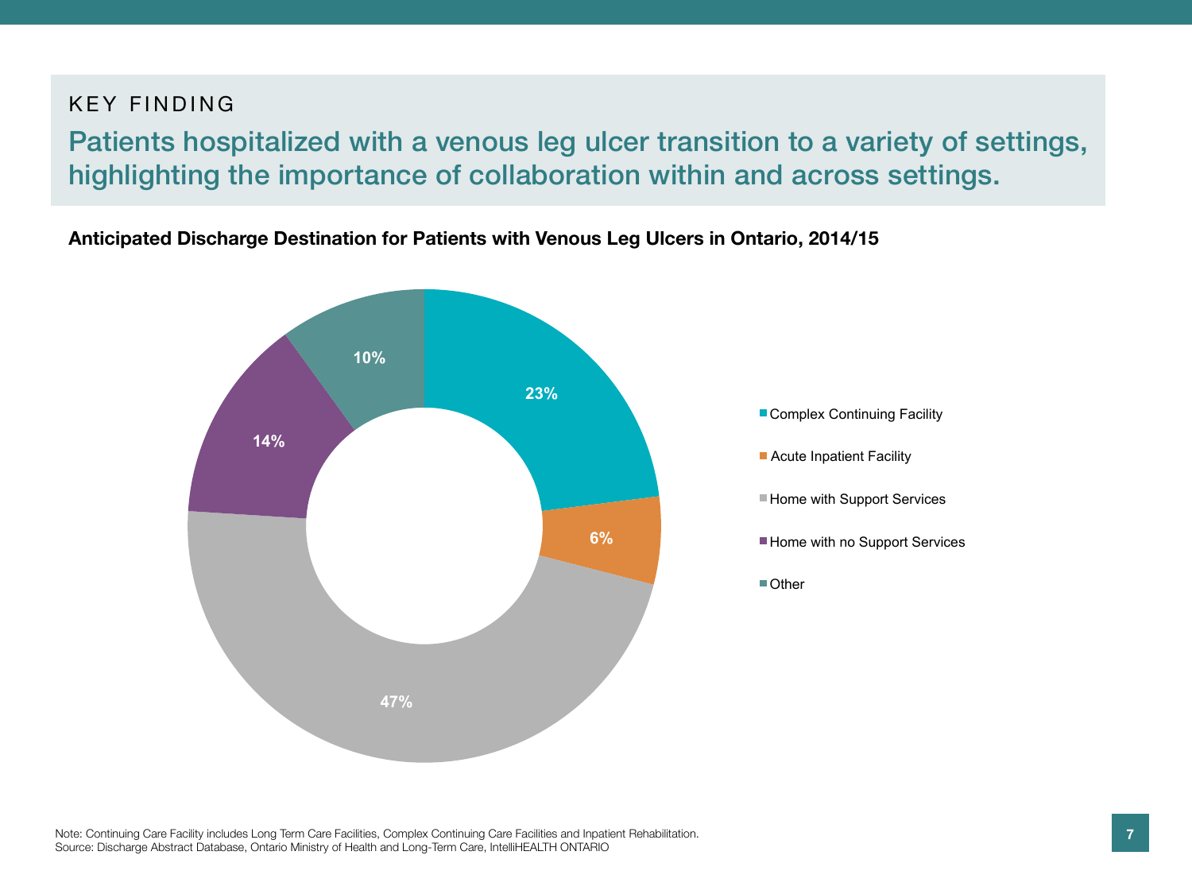KEY FINDING

## Patients hospitalized with a venous leg ulcer transition to a variety of settings, highlighting the importance of collaboration within and across settings.

**Anticipated Discharge Destination for Patients with Venous Leg Ulcers in Ontario, 2014/15**

| Discharge Destination | Percentage |
|---|---|
| Complex Continuing Facility | 23% |
| Acute Inpatient Facility | 6% |
| Home with Support Services | 47% |
| Home with no Support Services | 14% |
| Other | 10% |

Note: Continuing Care Facility includes Long Term Care Facilities, Complex Continuing Care Facilities and Inpatient Rehabilitation.
Source: Discharge Abstract Database, Ontario Ministry of Health and Long-Term Care, IntelliHEALTH ONTARIO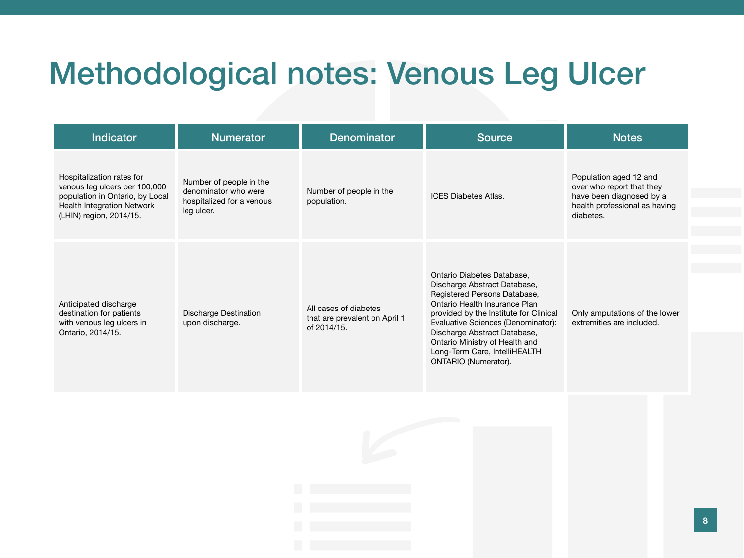# Methodological notes: Venous Leg Ulcer

| Indicator | Numerator | Denominator | Source | Notes |
|---|---|---|---|---|
| Hospitalization rates for venous leg ulcers per 100,000 population in Ontario, by Local Health Integration Network (LHIN) region, 2014/15. | Number of people in the denominator who were hospitalized for a venous leg ulcer. | Number of people in the population. | ICES Diabetes Atlas. | Population aged 12 and over who report that they have been diagnosed by a health professional as having diabetes. |
| Anticipated discharge destination for patients with venous leg ulcers in Ontario, 2014/15. | Discharge Destination upon discharge. | All cases of diabetes that are prevalent on April 1 of 2014/15. | Ontario Diabetes Database, Discharge Abstract Database, Registered Persons Database, Ontario Health Insurance Plan provided by the Institute for Clinical Evaluative Sciences (Denominator): Discharge Abstract Database, Ontario Ministry of Health and Long-Term Care, IntelliHEALTH ONTARIO (Numerator). | Only amputations of the lower extremities are included. |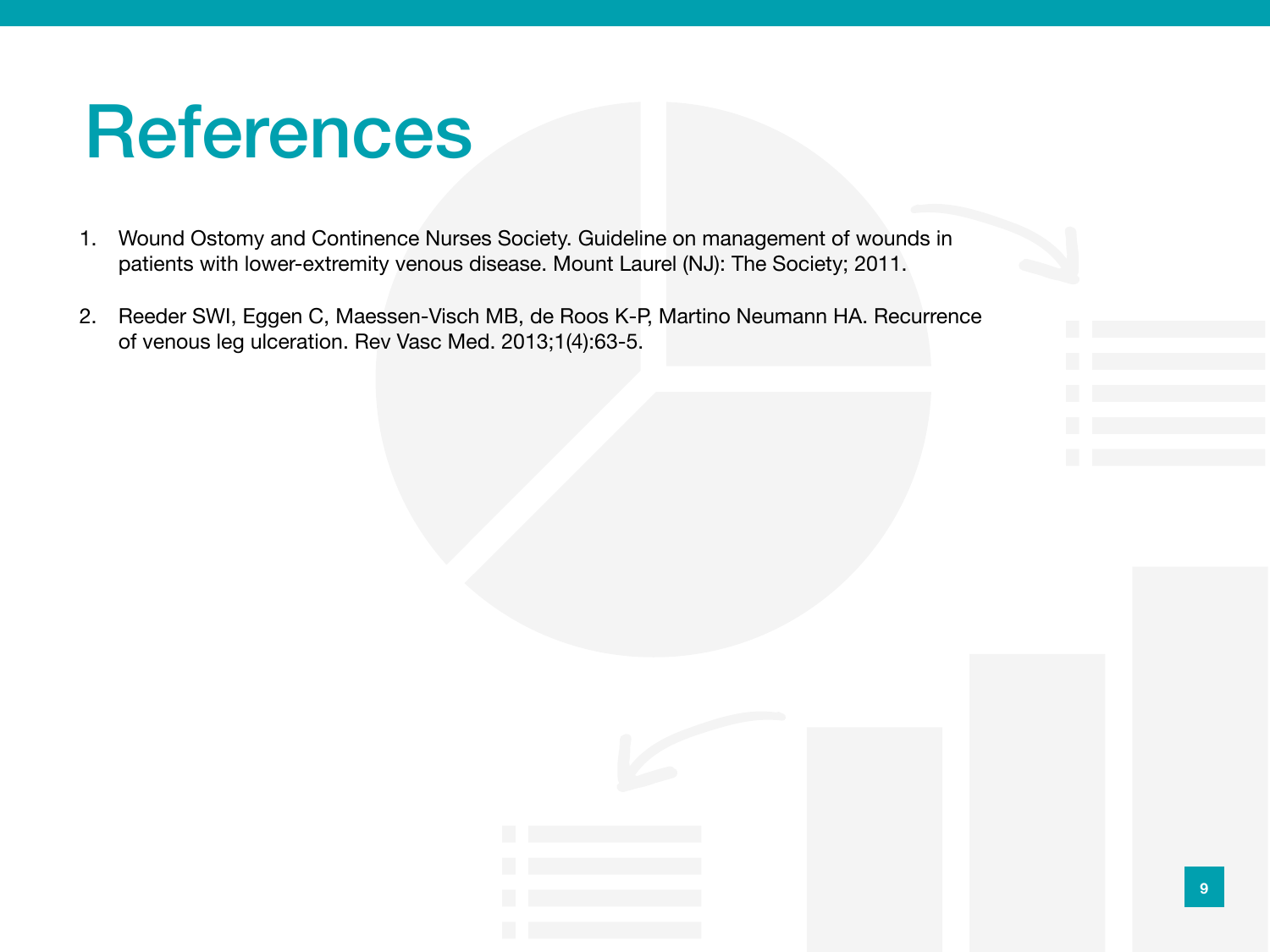# References

1. Wound Ostomy and Continence Nurses Society. Guideline on management of wounds in patients with lower-extremity venous disease. Mount Laurel (NJ): The Society; 2011.

2. Reeder SWI, Eggen C, Maessen-Visch MB, de Roos K-P, Martino Neumann HA. Recurrence of venous leg ulceration. Rev Vasc Med. 2013;1(4):63-5.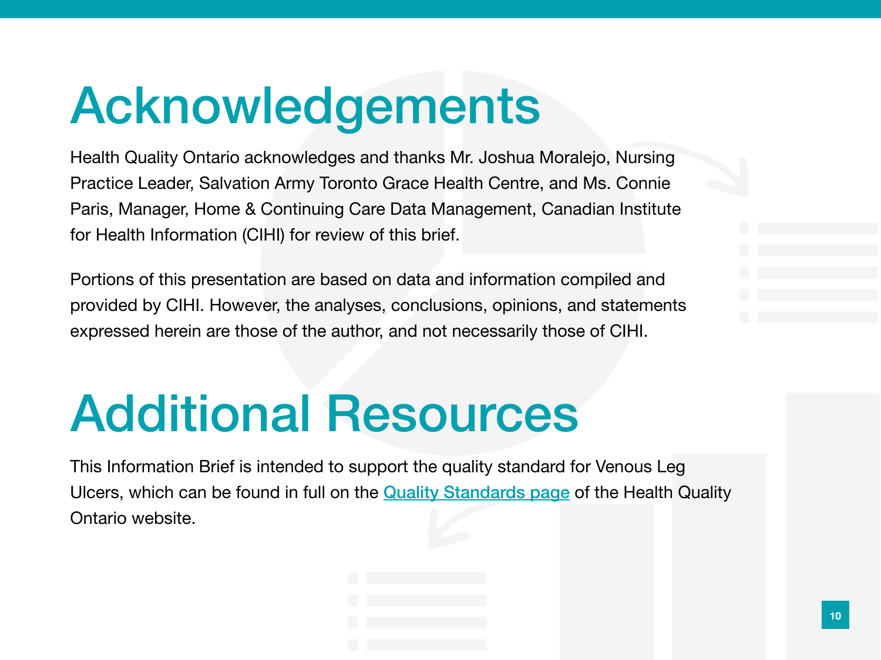# Acknowledgements

Health Quality Ontario acknowledges and thanks Mr. Joshua Moralejo, Nursing Practice Leader, Salvation Army Toronto Grace Health Centre, and Ms. Connie Paris, Manager, Home & Continuing Care Data Management, Canadian Institute for Health Information (CIHI) for review of this brief.

Portions of this presentation are based on data and information compiled and provided by CIHI. However, the analyses, conclusions, opinions, and statements expressed herein are those of the author, and not necessarily those of CIHI.

# Additional Resources

This Information Brief is intended to support the quality standard for Venous Leg Ulcers, which can be found in full on the Quality Standards page of the Health Quality Ontario website.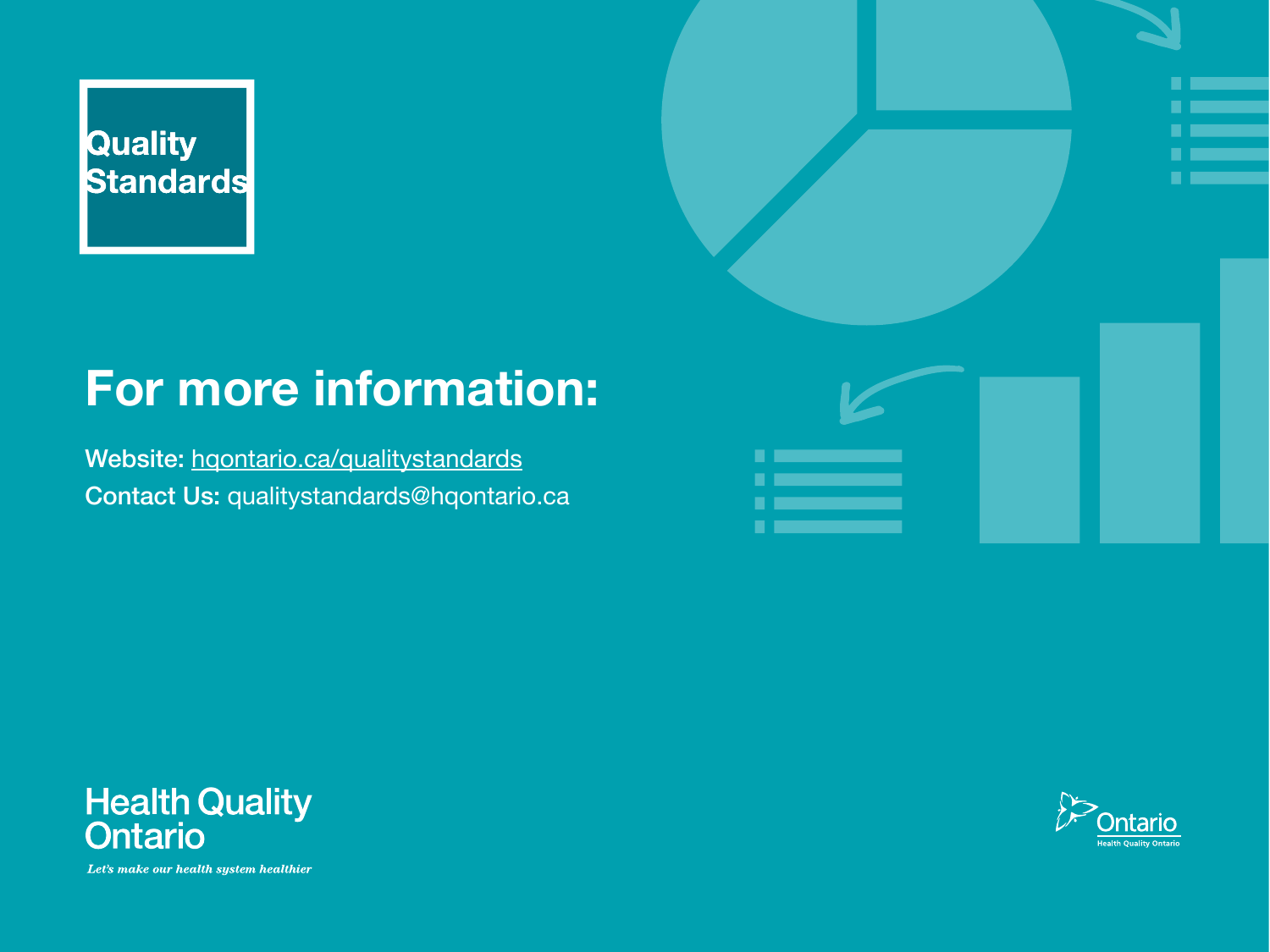**Quality Standards**

# For more information:

**Website:** hqontario.ca/qualitystandards
**Contact Us:** qualitystandards@hqontario.ca

Health Quality Ontario

*Let's make our health system healthier*

Ontario
Health Quality Ontario